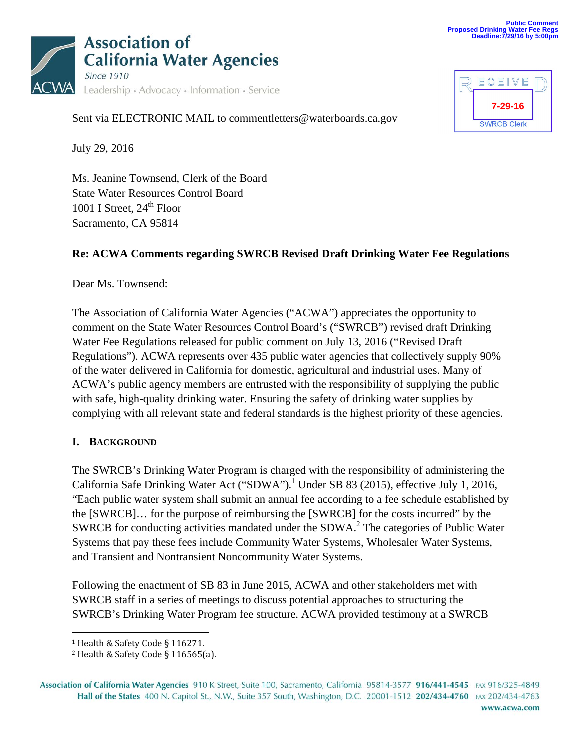Public Comment
Proposed Drinking Water Fee Regs
Deadline:7/29/16 by 5:00pm

**Association of California Water Agencies**
*Since 1910*
Leadership • Advocacy • Information • Service

RECEIVED
7-29-16
SWRCB Clerk

Sent via ELECTRONIC MAIL to commentletters@waterboards.ca.gov

July 29, 2016

Ms. Jeanine Townsend, Clerk of the Board
State Water Resources Control Board
1001 I Street, 24th Floor
Sacramento, CA 95814

**Re: ACWA Comments regarding SWRCB Revised Draft Drinking Water Fee Regulations**

Dear Ms. Townsend:

The Association of California Water Agencies ("ACWA") appreciates the opportunity to comment on the State Water Resources Control Board's ("SWRCB") revised draft Drinking Water Fee Regulations released for public comment on July 13, 2016 ("Revised Draft Regulations"). ACWA represents over 435 public water agencies that collectively supply 90% of the water delivered in California for domestic, agricultural and industrial uses. Many of ACWA's public agency members are entrusted with the responsibility of supplying the public with safe, high-quality drinking water. Ensuring the safety of drinking water supplies by complying with all relevant state and federal standards is the highest priority of these agencies.

## I. Background

The SWRCB's Drinking Water Program is charged with the responsibility of administering the California Safe Drinking Water Act ("SDWA").[1] Under SB 83 (2015), effective July 1, 2016, "Each public water system shall submit an annual fee according to a fee schedule established by the [SWRCB]… for the purpose of reimbursing the [SWRCB] for the costs incurred" by the SWRCB for conducting activities mandated under the SDWA.[2] The categories of Public Water Systems that pay these fees include Community Water Systems, Wholesaler Water Systems, and Transient and Nontransient Noncommunity Water Systems.

Following the enactment of SB 83 in June 2015, ACWA and other stakeholders met with SWRCB staff in a series of meetings to discuss potential approaches to structuring the SWRCB's Drinking Water Program fee structure. ACWA provided testimony at a SWRCB

[1] Health & Safety Code § 116271.
[2] Health & Safety Code § 116565(a).

Association of California Water Agencies 910 K Street, Suite 100, Sacramento, California 95814-3577 916/441-4545 FAX 916/325-4849
Hall of the States 400 N. Capitol St., N.W., Suite 357 South, Washington, D.C. 20001-1512 202/434-4760 FAX 202/434-4763
www.acwa.com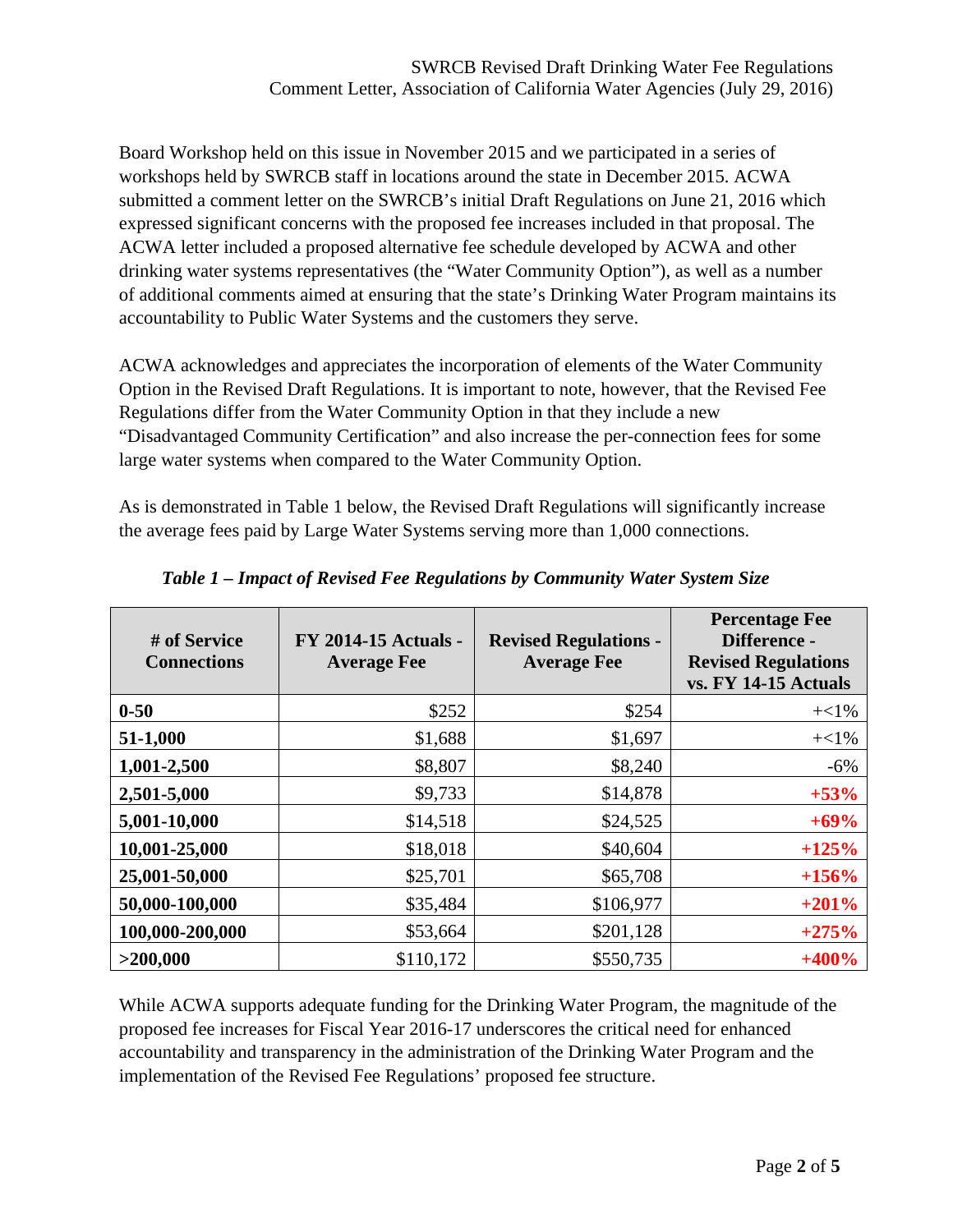Board Workshop held on this issue in November 2015 and we participated in a series of workshops held by SWRCB staff in locations around the state in December 2015. ACWA submitted a comment letter on the SWRCB's initial Draft Regulations on June 21, 2016 which expressed significant concerns with the proposed fee increases included in that proposal. The ACWA letter included a proposed alternative fee schedule developed by ACWA and other drinking water systems representatives (the "Water Community Option"), as well as a number of additional comments aimed at ensuring that the state's Drinking Water Program maintains its accountability to Public Water Systems and the customers they serve.

ACWA acknowledges and appreciates the incorporation of elements of the Water Community Option in the Revised Draft Regulations. It is important to note, however, that the Revised Fee Regulations differ from the Water Community Option in that they include a new "Disadvantaged Community Certification" and also increase the per-connection fees for some large water systems when compared to the Water Community Option.

As is demonstrated in Table 1 below, the Revised Draft Regulations will significantly increase the average fees paid by Large Water Systems serving more than 1,000 connections.

*Table 1 – Impact of Revised Fee Regulations by Community Water System Size*

| # of Service Connections | FY 2014-15 Actuals - Average Fee | Revised Regulations - Average Fee | Percentage Fee Difference - Revised Regulations vs. FY 14-15 Actuals |
|---|---|---|---|
| **0-50** | $252 | $254 | +<1% |
| **51-1,000** | $1,688 | $1,697 | +<1% |
| **1,001-2,500** | $8,807 | $8,240 | -6% |
| **2,501-5,000** | $9,733 | $14,878 | **+53%** |
| **5,001-10,000** | $14,518 | $24,525 | **+69%** |
| **10,001-25,000** | $18,018 | $40,604 | **+125%** |
| **25,001-50,000** | $25,701 | $65,708 | **+156%** |
| **50,000-100,000** | $35,484 | $106,977 | **+201%** |
| **100,000-200,000** | $53,664 | $201,128 | **+275%** |
| **>200,000** | $110,172 | $550,735 | **+400%** |

While ACWA supports adequate funding for the Drinking Water Program, the magnitude of the proposed fee increases for Fiscal Year 2016-17 underscores the critical need for enhanced accountability and transparency in the administration of the Drinking Water Program and the implementation of the Revised Fee Regulations' proposed fee structure.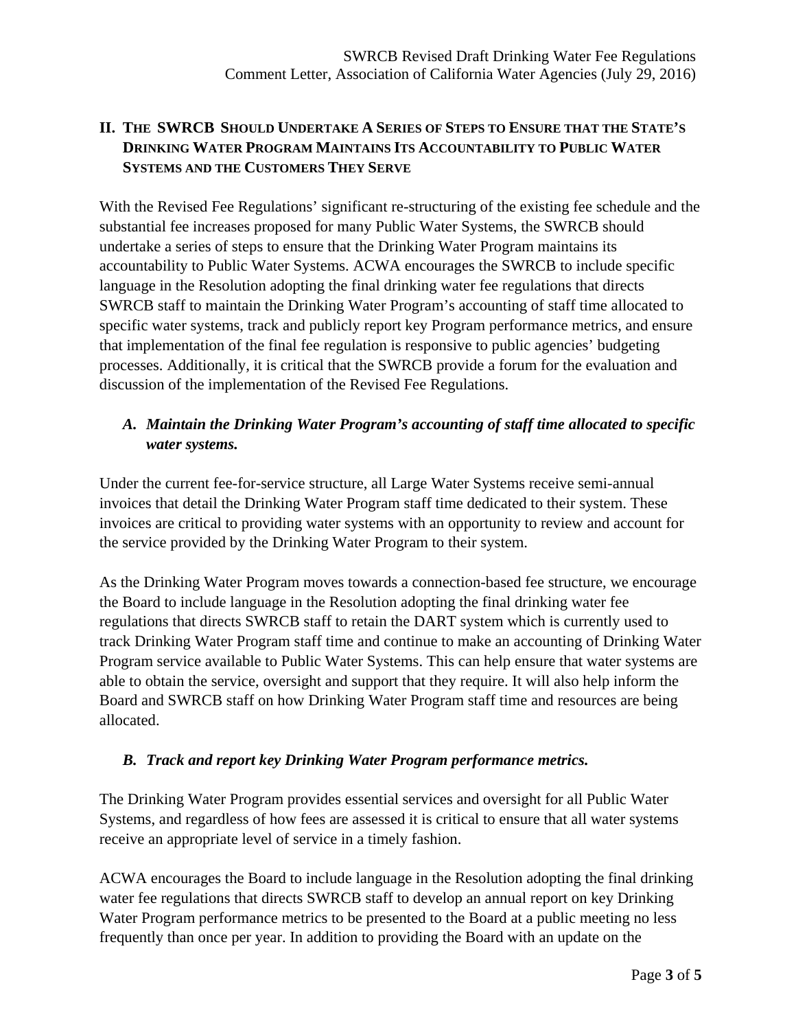## II. The SWRCB Should Undertake A Series of Steps to Ensure that the State's Drinking Water Program Maintains Its Accountability to Public Water Systems and the Customers They Serve

With the Revised Fee Regulations' significant re-structuring of the existing fee schedule and the substantial fee increases proposed for many Public Water Systems, the SWRCB should undertake a series of steps to ensure that the Drinking Water Program maintains its accountability to Public Water Systems. ACWA encourages the SWRCB to include specific language in the Resolution adopting the final drinking water fee regulations that directs SWRCB staff to maintain the Drinking Water Program's accounting of staff time allocated to specific water systems, track and publicly report key Program performance metrics, and ensure that implementation of the final fee regulation is responsive to public agencies' budgeting processes. Additionally, it is critical that the SWRCB provide a forum for the evaluation and discussion of the implementation of the Revised Fee Regulations.

### *A. Maintain the Drinking Water Program's accounting of staff time allocated to specific water systems.*

Under the current fee-for-service structure, all Large Water Systems receive semi-annual invoices that detail the Drinking Water Program staff time dedicated to their system. These invoices are critical to providing water systems with an opportunity to review and account for the service provided by the Drinking Water Program to their system.

As the Drinking Water Program moves towards a connection-based fee structure, we encourage the Board to include language in the Resolution adopting the final drinking water fee regulations that directs SWRCB staff to retain the DART system which is currently used to track Drinking Water Program staff time and continue to make an accounting of Drinking Water Program service available to Public Water Systems. This can help ensure that water systems are able to obtain the service, oversight and support that they require. It will also help inform the Board and SWRCB staff on how Drinking Water Program staff time and resources are being allocated.

### *B. Track and report key Drinking Water Program performance metrics.*

The Drinking Water Program provides essential services and oversight for all Public Water Systems, and regardless of how fees are assessed it is critical to ensure that all water systems receive an appropriate level of service in a timely fashion.

ACWA encourages the Board to include language in the Resolution adopting the final drinking water fee regulations that directs SWRCB staff to develop an annual report on key Drinking Water Program performance metrics to be presented to the Board at a public meeting no less frequently than once per year. In addition to providing the Board with an update on the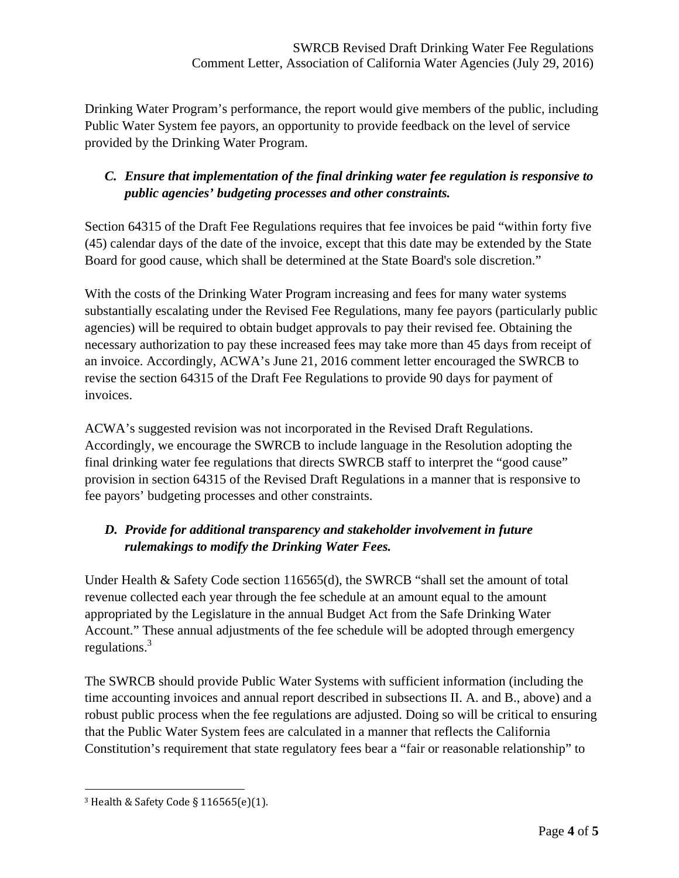Drinking Water Program's performance, the report would give members of the public, including Public Water System fee payors, an opportunity to provide feedback on the level of service provided by the Drinking Water Program.

### *C. Ensure that implementation of the final drinking water fee regulation is responsive to public agencies' budgeting processes and other constraints.*

Section 64315 of the Draft Fee Regulations requires that fee invoices be paid "within forty five (45) calendar days of the date of the invoice, except that this date may be extended by the State Board for good cause, which shall be determined at the State Board's sole discretion."

With the costs of the Drinking Water Program increasing and fees for many water systems substantially escalating under the Revised Fee Regulations, many fee payors (particularly public agencies) will be required to obtain budget approvals to pay their revised fee. Obtaining the necessary authorization to pay these increased fees may take more than 45 days from receipt of an invoice. Accordingly, ACWA's June 21, 2016 comment letter encouraged the SWRCB to revise the section 64315 of the Draft Fee Regulations to provide 90 days for payment of invoices.

ACWA's suggested revision was not incorporated in the Revised Draft Regulations. Accordingly, we encourage the SWRCB to include language in the Resolution adopting the final drinking water fee regulations that directs SWRCB staff to interpret the "good cause" provision in section 64315 of the Revised Draft Regulations in a manner that is responsive to fee payors' budgeting processes and other constraints.

### *D. Provide for additional transparency and stakeholder involvement in future rulemakings to modify the Drinking Water Fees.*

Under Health & Safety Code section 116565(d), the SWRCB "shall set the amount of total revenue collected each year through the fee schedule at an amount equal to the amount appropriated by the Legislature in the annual Budget Act from the Safe Drinking Water Account." These annual adjustments of the fee schedule will be adopted through emergency regulations.[3]

The SWRCB should provide Public Water Systems with sufficient information (including the time accounting invoices and annual report described in subsections II. A. and B., above) and a robust public process when the fee regulations are adjusted. Doing so will be critical to ensuring that the Public Water System fees are calculated in a manner that reflects the California Constitution's requirement that state regulatory fees bear a "fair or reasonable relationship" to

[3] Health & Safety Code § 116565(e)(1).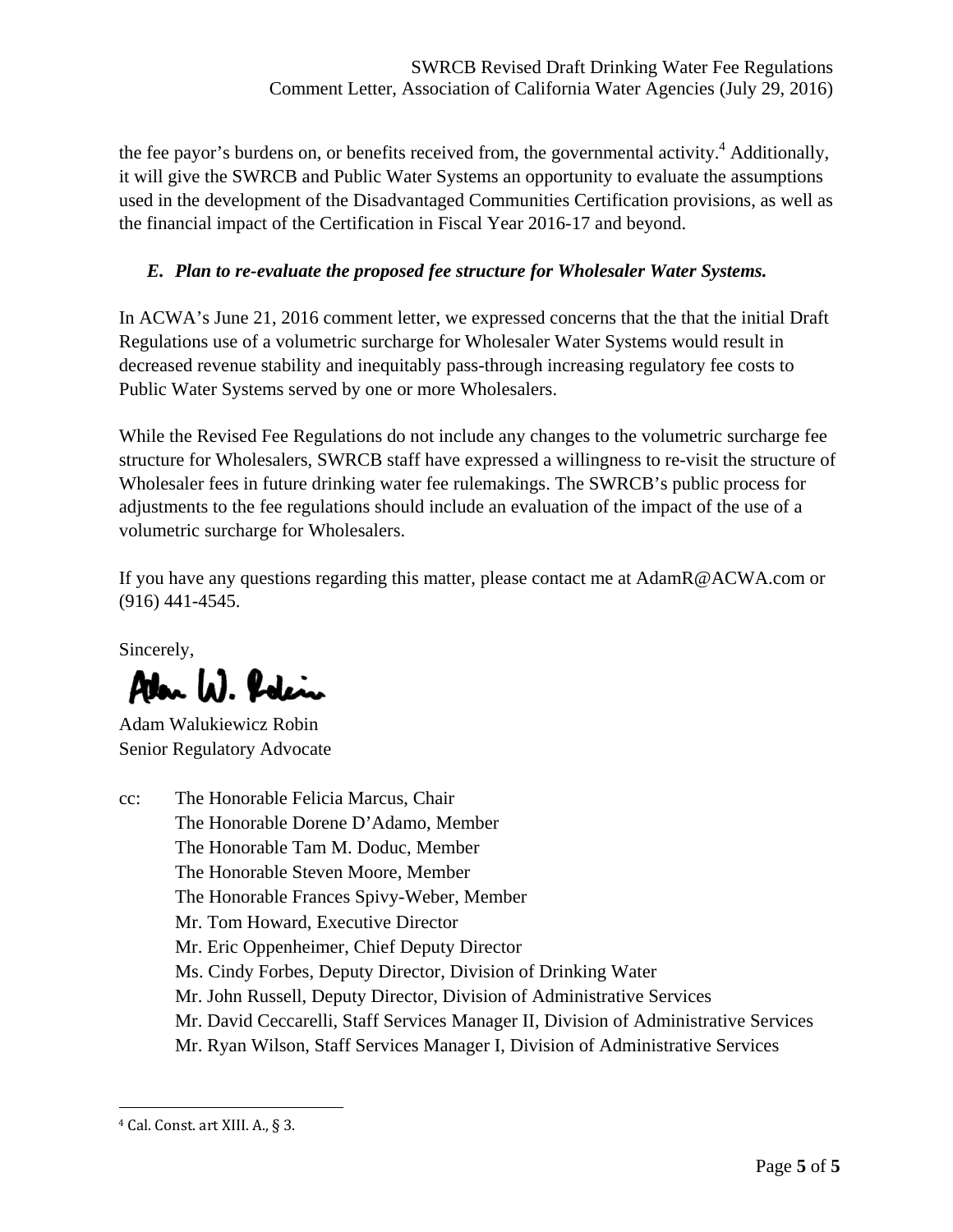the fee payor's burdens on, or benefits received from, the governmental activity.[4] Additionally, it will give the SWRCB and Public Water Systems an opportunity to evaluate the assumptions used in the development of the Disadvantaged Communities Certification provisions, as well as the financial impact of the Certification in Fiscal Year 2016-17 and beyond.

### *E. Plan to re-evaluate the proposed fee structure for Wholesaler Water Systems.*

In ACWA's June 21, 2016 comment letter, we expressed concerns that the that the initial Draft Regulations use of a volumetric surcharge for Wholesaler Water Systems would result in decreased revenue stability and inequitably pass-through increasing regulatory fee costs to Public Water Systems served by one or more Wholesalers.

While the Revised Fee Regulations do not include any changes to the volumetric surcharge fee structure for Wholesalers, SWRCB staff have expressed a willingness to re-visit the structure of Wholesaler fees in future drinking water fee rulemakings. The SWRCB's public process for adjustments to the fee regulations should include an evaluation of the impact of the use of a volumetric surcharge for Wholesalers.

If you have any questions regarding this matter, please contact me at AdamR@ACWA.com or (916) 441-4545.

Sincerely,

Adam W. Robin

Adam Walukiewicz Robin
Senior Regulatory Advocate

cc: The Honorable Felicia Marcus, Chair
The Honorable Dorene D'Adamo, Member
The Honorable Tam M. Doduc, Member
The Honorable Steven Moore, Member
The Honorable Frances Spivy-Weber, Member
Mr. Tom Howard, Executive Director
Mr. Eric Oppenheimer, Chief Deputy Director
Ms. Cindy Forbes, Deputy Director, Division of Drinking Water
Mr. John Russell, Deputy Director, Division of Administrative Services
Mr. David Ceccarelli, Staff Services Manager II, Division of Administrative Services
Mr. Ryan Wilson, Staff Services Manager I, Division of Administrative Services

---

[4] Cal. Const. art XIII. A., § 3.